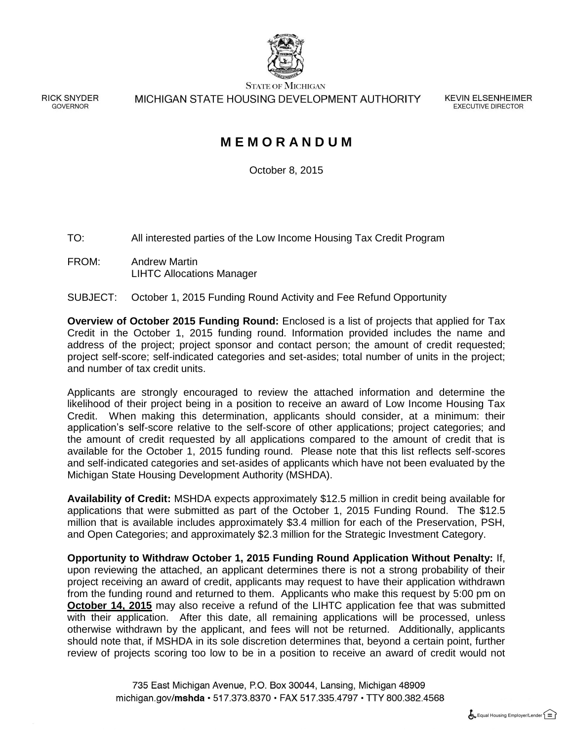STATE OF MICHIGAN

RICK SNYDER
GOVERNOR

MICHIGAN STATE HOUSING DEVELOPMENT AUTHORITY

KEVIN ELSENHEIMER
EXECUTIVE DIRECTOR

# M E M O R A N D U M

October 8, 2015

TO: All interested parties of the Low Income Housing Tax Credit Program

FROM: Andrew Martin
LIHTC Allocations Manager

SUBJECT: October 1, 2015 Funding Round Activity and Fee Refund Opportunity

**Overview of October 2015 Funding Round:** Enclosed is a list of projects that applied for Tax Credit in the October 1, 2015 funding round. Information provided includes the name and address of the project; project sponsor and contact person; the amount of credit requested; project self-score; self-indicated categories and set-asides; total number of units in the project; and number of tax credit units.

Applicants are strongly encouraged to review the attached information and determine the likelihood of their project being in a position to receive an award of Low Income Housing Tax Credit. When making this determination, applicants should consider, at a minimum: their application's self-score relative to the self-score of other applications; project categories; and the amount of credit requested by all applications compared to the amount of credit that is available for the October 1, 2015 funding round. Please note that this list reflects self-scores and self-indicated categories and set-asides of applicants which have not been evaluated by the Michigan State Housing Development Authority (MSHDA).

**Availability of Credit:** MSHDA expects approximately $12.5 million in credit being available for applications that were submitted as part of the October 1, 2015 Funding Round. The $12.5 million that is available includes approximately $3.4 million for each of the Preservation, PSH, and Open Categories; and approximately $2.3 million for the Strategic Investment Category.

**Opportunity to Withdraw October 1, 2015 Funding Round Application Without Penalty:** If, upon reviewing the attached, an applicant determines there is not a strong probability of their project receiving an award of credit, applicants may request to have their application withdrawn from the funding round and returned to them. Applicants who make this request by 5:00 pm on **October 14, 2015** may also receive a refund of the LIHTC application fee that was submitted with their application. After this date, all remaining applications will be processed, unless otherwise withdrawn by the applicant, and fees will not be returned. Additionally, applicants should note that, if MSHDA in its sole discretion determines that, beyond a certain point, further review of projects scoring too low to be in a position to receive an award of credit would not

735 East Michigan Avenue, P.O. Box 30044, Lansing, Michigan 48909
michigan.gov/mshda • 517.373.8370 • FAX 517.335.4797 • TTY 800.382.4568

Equal Housing Employer/Lender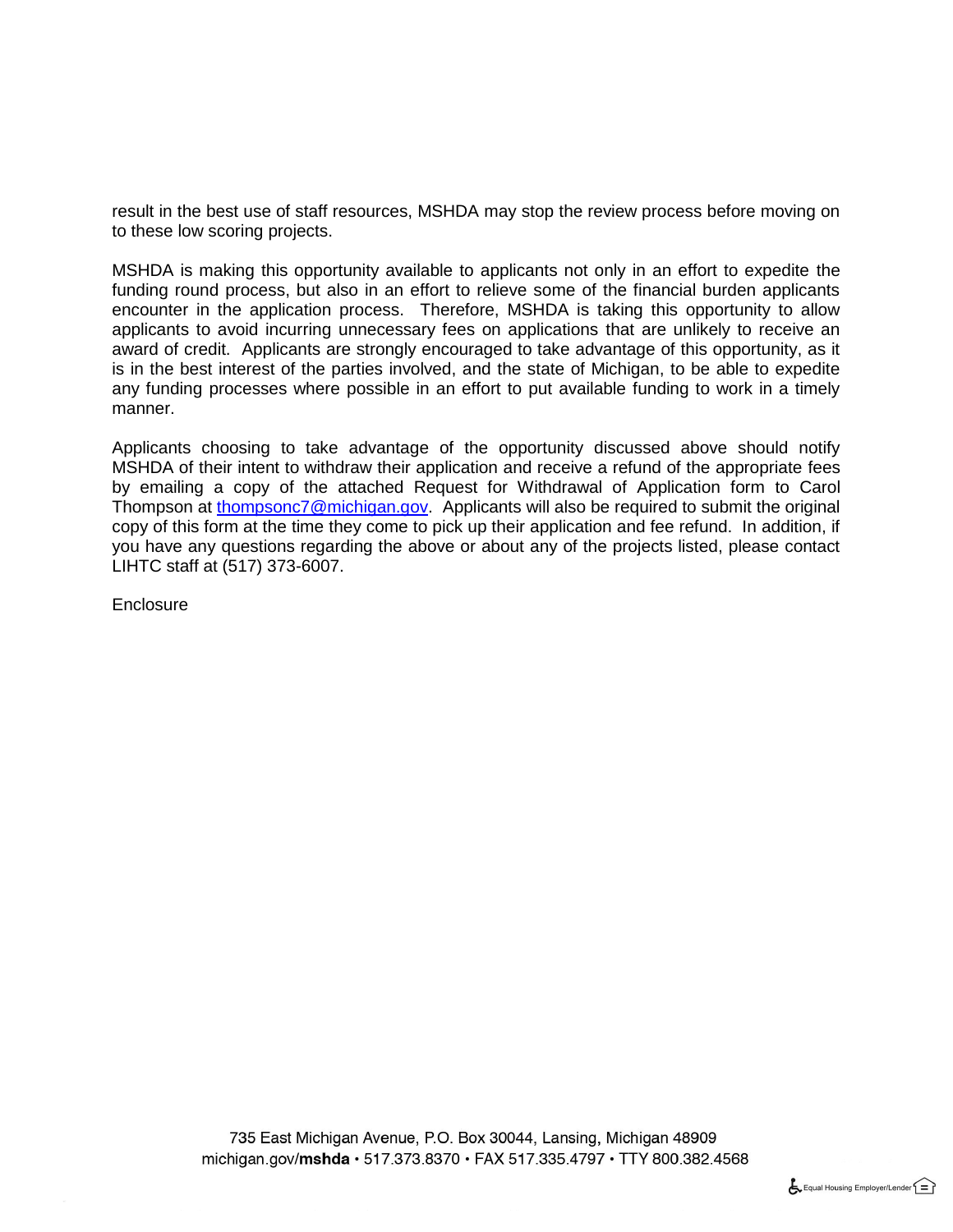result in the best use of staff resources, MSHDA may stop the review process before moving on to these low scoring projects.

MSHDA is making this opportunity available to applicants not only in an effort to expedite the funding round process, but also in an effort to relieve some of the financial burden applicants encounter in the application process. Therefore, MSHDA is taking this opportunity to allow applicants to avoid incurring unnecessary fees on applications that are unlikely to receive an award of credit. Applicants are strongly encouraged to take advantage of this opportunity, as it is in the best interest of the parties involved, and the state of Michigan, to be able to expedite any funding processes where possible in an effort to put available funding to work in a timely manner.

Applicants choosing to take advantage of the opportunity discussed above should notify MSHDA of their intent to withdraw their application and receive a refund of the appropriate fees by emailing a copy of the attached Request for Withdrawal of Application form to Carol Thompson at thompsonc7@michigan.gov. Applicants will also be required to submit the original copy of this form at the time they come to pick up their application and fee refund. In addition, if you have any questions regarding the above or about any of the projects listed, please contact LIHTC staff at (517) 373-6007.

Enclosure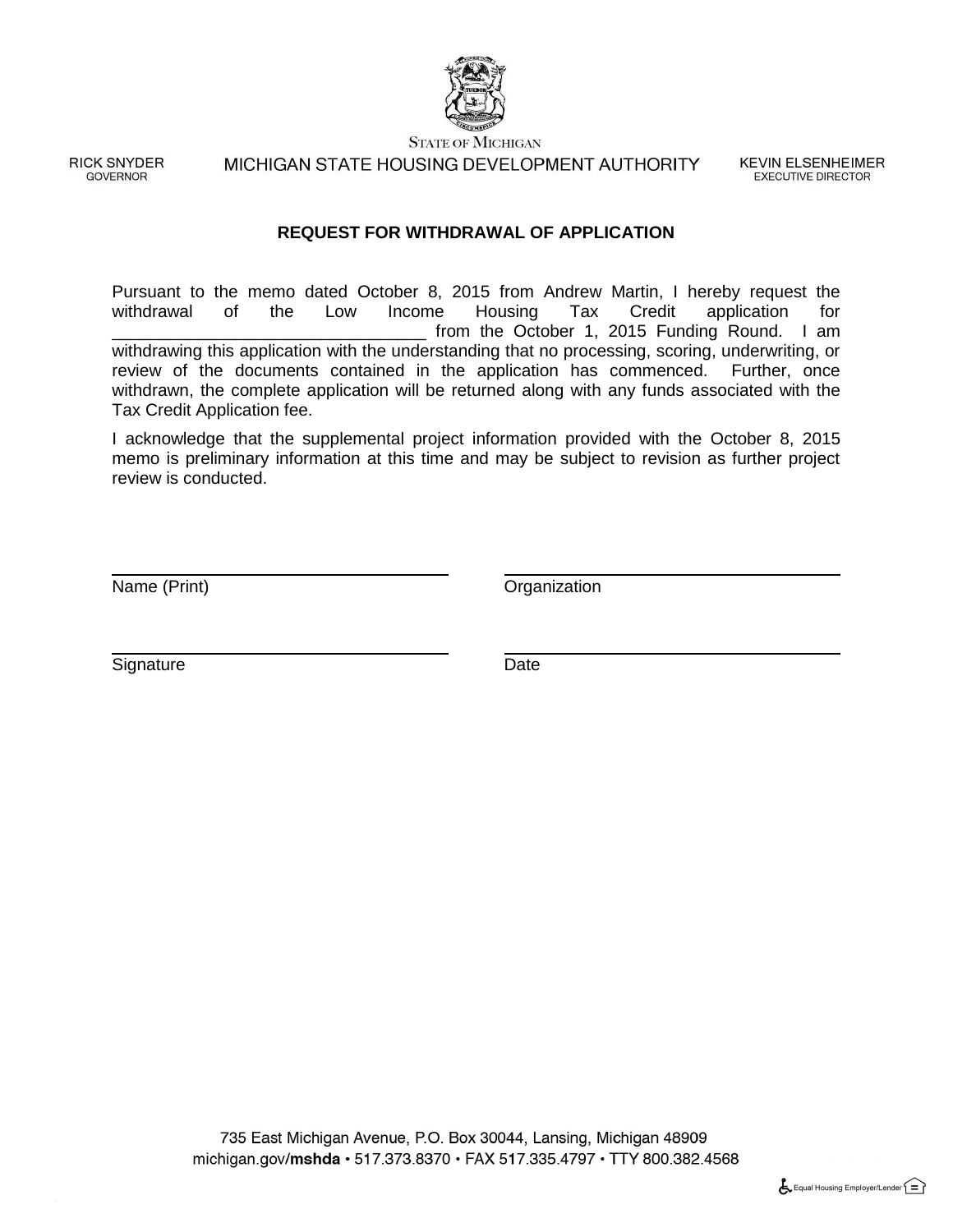STATE OF MICHIGAN

RICK SNYDER
GOVERNOR

MICHIGAN STATE HOUSING DEVELOPMENT AUTHORITY

KEVIN ELSENHEIMER
EXECUTIVE DIRECTOR

**REQUEST FOR WITHDRAWAL OF APPLICATION**

Pursuant to the memo dated October 8, 2015 from Andrew Martin, I hereby request the withdrawal of the Low Income Housing Tax Credit application for ________________________________ from the October 1, 2015 Funding Round. I am withdrawing this application with the understanding that no processing, scoring, underwriting, or review of the documents contained in the application has commenced. Further, once withdrawn, the complete application will be returned along with any funds associated with the Tax Credit Application fee.

I acknowledge that the supplemental project information provided with the October 8, 2015 memo is preliminary information at this time and may be subject to revision as further project review is conducted.

______________________________ ______________________________
Name (Print) Organization

______________________________ ______________________________
Signature Date

735 East Michigan Avenue, P.O. Box 30044, Lansing, Michigan 48909
michigan.gov/**mshda** • 517.373.8370 • FAX 517.335.4797 • TTY 800.382.4568

Equal Housing Employer/Lender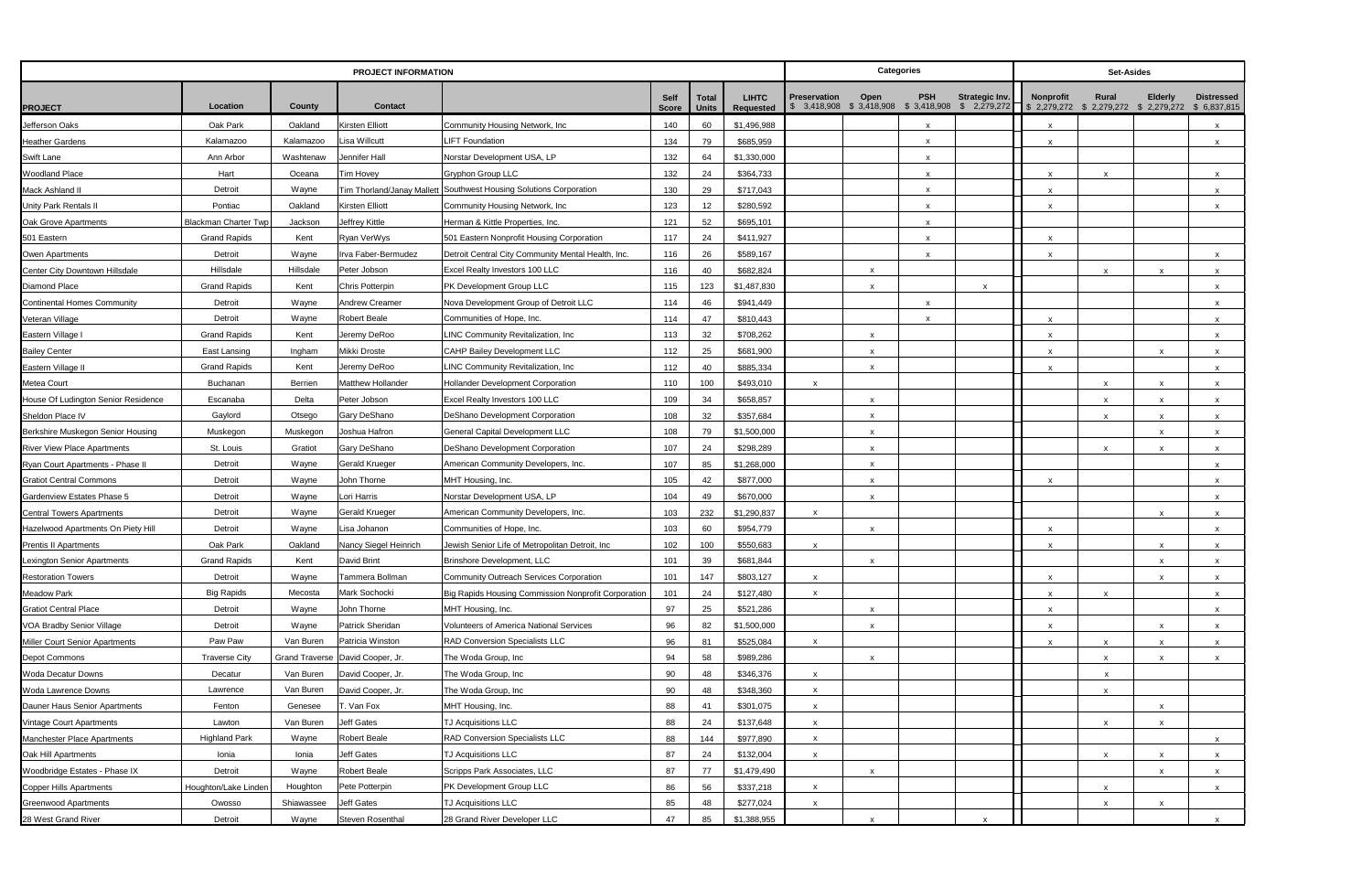| PROJECT INFORMATION | | | | | | | | Categories | | | | Set-Asides | | | |
|---|---|---|---|---|---|---|---|---|---|---|---|---|---|---|---|
| PROJECT | Location | County | Contact | | Self Score | Total Units | LIHTC Requested | Preservation $ 3,418,908 | Open $ 3,418,908 | PSH $ 3,418,908 | Strategic Inv. $ 2,279,272 | Nonprofit $ 2,279,272 | Rural $ 2,279,272 | Elderly $ 2,279,272 | Distressed $ 6,837,815 |
| Jefferson Oaks | Oak Park | Oakland | Kirsten Elliott | Community Housing Network, Inc | 140 | 60 | $1,496,988 | | | x | | x | | | x |
| Heather Gardens | Kalamazoo | Kalamazoo | Lisa Willcutt | LIFT Foundation | 134 | 79 | $685,959 | | | x | | x | | | x |
| Swift Lane | Ann Arbor | Washtenaw | Jennifer Hall | Norstar Development USA, LP | 132 | 64 | $1,330,000 | | | x | | | | | |
| Woodland Place | Hart | Oceana | Tim Hovey | Gryphon Group LLC | 132 | 24 | $364,733 | | | x | | x | x | | x |
| Mack Ashland II | Detroit | Wayne | Tim Thorland/Janay Mallett | Southwest Housing Solutions Corporation | 130 | 29 | $717,043 | | | x | | x | | | x |
| Unity Park Rentals II | Pontiac | Oakland | Kirsten Elliott | Community Housing Network, Inc | 123 | 12 | $280,592 | | | x | | x | | | x |
| Oak Grove Apartments | Blackman Charter Twp | Jackson | Jeffrey Kittle | Herman & Kittle Properties, Inc. | 121 | 52 | $695,101 | | | x | | | | | |
| 501 Eastern | Grand Rapids | Kent | Ryan VerWys | 501 Eastern Nonprofit Housing Corporation | 117 | 24 | $411,927 | | | x | | x | | | |
| Owen Apartments | Detroit | Wayne | Irva Faber-Bermudez | Detroit Central City Community Mental Health, Inc. | 116 | 26 | $589,167 | | | x | | x | | | x |
| Center City Downtown Hillsdale | Hillsdale | Hillsdale | Peter Jobson | Excel Realty Investors 100 LLC | 116 | 40 | $682,824 | | x | | | | x | x | x |
| Diamond Place | Grand Rapids | Kent | Chris Potterpin | PK Development Group LLC | 115 | 123 | $1,487,830 | | x | | x | | | | x |
| Continental Homes Community | Detroit | Wayne | Andrew Creamer | Nova Development Group of Detroit LLC | 114 | 46 | $941,449 | | | x | | | | | x |
| Veteran Village | Detroit | Wayne | Robert Beale | Communities of Hope, Inc. | 114 | 47 | $810,443 | | | x | | x | | | x |
| Eastern Village I | Grand Rapids | Kent | Jeremy DeRoo | LINC Community Revitalization, Inc | 113 | 32 | $708,262 | | x | | | x | | | x |
| Bailey Center | East Lansing | Ingham | Mikki Droste | CAHP Bailey Development LLC | 112 | 25 | $681,900 | | x | | | x | | x | x |
| Eastern Village II | Grand Rapids | Kent | Jeremy DeRoo | LINC Community Revitalization, Inc | 112 | 40 | $885,334 | | x | | | x | | | x |
| Metea Court | Buchanan | Berrien | Matthew Hollander | Hollander Development Corporation | 110 | 100 | $493,010 | x | | | | | x | x | x |
| House Of Ludington Senior Residence | Escanaba | Delta | Peter Jobson | Excel Realty Investors 100 LLC | 109 | 34 | $658,857 | | x | | | | x | x | x |
| Sheldon Place IV | Gaylord | Otsego | Gary DeShano | DeShano Development Corporation | 108 | 32 | $357,684 | | x | | | | x | x | x |
| Berkshire Muskegon Senior Housing | Muskegon | Muskegon | Joshua Hafron | General Capital Development LLC | 108 | 79 | $1,500,000 | | x | | | | | x | x |
| River View Place Apartments | St. Louis | Gratiot | Gary DeShano | DeShano Development Corporation | 107 | 24 | $298,289 | | x | | | | x | x | x |
| Ryan Court Apartments - Phase II | Detroit | Wayne | Gerald Krueger | American Community Developers, Inc. | 107 | 85 | $1,268,000 | | x | | | | | | x |
| Gratiot Central Commons | Detroit | Wayne | John Thorne | MHT Housing, Inc. | 105 | 42 | $877,000 | | x | | | x | | | x |
| Gardenview Estates Phase 5 | Detroit | Wayne | Lori Harris | Norstar Development USA, LP | 104 | 49 | $670,000 | | x | | | | | | x |
| Central Towers Apartments | Detroit | Wayne | Gerald Krueger | American Community Developers, Inc. | 103 | 232 | $1,290,837 | x | | | | | | x | x |
| Hazelwood Apartments On Piety Hill | Detroit | Wayne | Lisa Johanon | Communities of Hope, Inc. | 103 | 60 | $954,779 | | x | | | x | | | x |
| Prentis II Apartments | Oak Park | Oakland | Nancy Siegel Heinrich | Jewish Senior Life of Metropolitan Detroit, Inc | 102 | 100 | $550,683 | x | | | | x | | x | x |
| Lexington Senior Apartments | Grand Rapids | Kent | David Brint | Brinshore Development, LLC | 101 | 39 | $681,844 | | x | | | | | x | x |
| Restoration Towers | Detroit | Wayne | Tammera Bollman | Community Outreach Services Corporation | 101 | 147 | $803,127 | x | | | | x | | x | x |
| Meadow Park | Big Rapids | Mecosta | Mark Sochocki | Big Rapids Housing Commission Nonprofit Corporation | 101 | 24 | $127,480 | x | | | | x | x | | x |
| Gratiot Central Place | Detroit | Wayne | John Thorne | MHT Housing, Inc. | 97 | 25 | $521,286 | | x | | | x | | | x |
| VOA Bradby Senior Village | Detroit | Wayne | Patrick Sheridan | Volunteers of America National Services | 96 | 82 | $1,500,000 | | x | | | x | | x | x |
| Miller Court Senior Apartments | Paw Paw | Van Buren | Patricia Winston | RAD Conversion Specialists LLC | 96 | 81 | $525,084 | x | | | | x | x | x | x |
| Depot Commons | Traverse City | Grand Traverse | David Cooper, Jr. | The Woda Group, Inc | 94 | 58 | $989,286 | | x | | | | x | x | x |
| Woda Decatur Downs | Decatur | Van Buren | David Cooper, Jr. | The Woda Group, Inc | 90 | 48 | $346,376 | x | | | | | x | | |
| Woda Lawrence Downs | Lawrence | Van Buren | David Cooper, Jr. | The Woda Group, Inc | 90 | 48 | $348,360 | x | | | | | x | | |
| Dauner Haus Senior Apartments | Fenton | Genesee | T. Van Fox | MHT Housing, Inc. | 88 | 41 | $301,075 | x | | | | | | x | |
| Vintage Court Apartments | Lawton | Van Buren | Jeff Gates | TJ Acquisitions LLC | 88 | 24 | $137,648 | x | | | | | x | x | |
| Manchester Place Apartments | Highland Park | Wayne | Robert Beale | RAD Conversion Specialists LLC | 88 | 144 | $977,890 | x | | | | | | | x |
| Oak Hill Apartments | Ionia | Ionia | Jeff Gates | TJ Acquisitions LLC | 87 | 24 | $132,004 | x | | | | | x | x | x |
| Woodbridge Estates - Phase IX | Detroit | Wayne | Robert Beale | Scripps Park Associates, LLC | 87 | 77 | $1,479,490 | | x | | | | | x | x |
| Copper Hills Apartments | Houghton/Lake Linden | Houghton | Pete Potterpin | PK Development Group LLC | 86 | 56 | $337,218 | x | | | | | x | | x |
| Greenwood Apartments | Owosso | Shiawassee | Jeff Gates | TJ Acquisitions LLC | 85 | 48 | $277,024 | x | | | | | x | x | |
| 28 West Grand River | Detroit | Wayne | Steven Rosenthal | 28 Grand River Developer LLC | 47 | 85 | $1,388,955 | | x | | x | | | | x |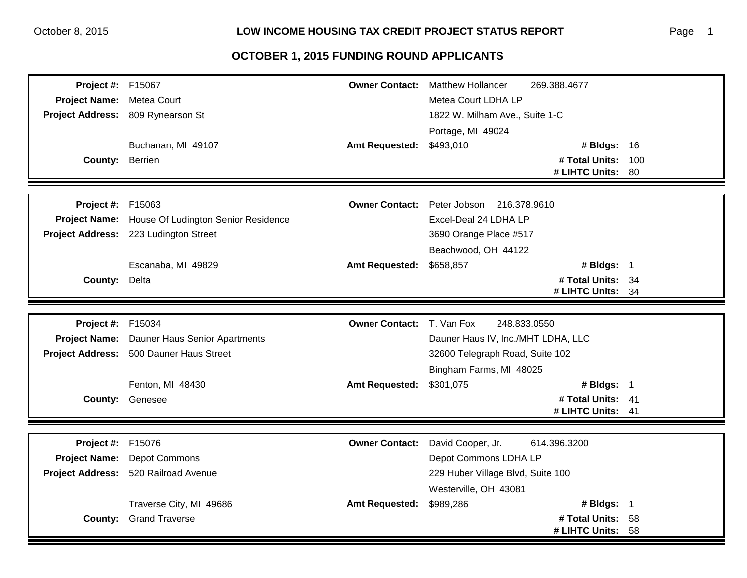## LOW INCOME HOUSING TAX CREDIT PROJECT STATUS REPORT

## OCTOBER 1, 2015 FUNDING ROUND APPLICANTS

| | | | | | |
|---|---|---|---|---|---|
| **Project #:** | F15067 | **Owner Contact:** | Matthew Hollander 269.388.4677 | | |
| **Project Name:** | Metea Court | | Metea Court LDHA LP | | |
| **Project Address:** | 809 Rynearson St | | 1822 W. Milham Ave., Suite 1-C | | |
| | | | Portage, MI 49024 | | |
| | Buchanan, MI 49107 | **Amt Requested:** | $493,010 | **# Bldgs:** | 16 |
| **County:** | Berrien | | | **# Total Units:** | 100 |
| | | | | **# LIHTC Units:** | 80 |

| | | | | | |
|---|---|---|---|---|---|
| **Project #:** | F15063 | **Owner Contact:** | Peter Jobson 216.378.9610 | | |
| **Project Name:** | House Of Ludington Senior Residence | | Excel-Deal 24 LDHA LP | | |
| **Project Address:** | 223 Ludington Street | | 3690 Orange Place #517 | | |
| | | | Beachwood, OH 44122 | | |
| | Escanaba, MI 49829 | **Amt Requested:** | $658,857 | **# Bldgs:** | 1 |
| **County:** | Delta | | | **# Total Units:** | 34 |
| | | | | **# LIHTC Units:** | 34 |

| | | | | | |
|---|---|---|---|---|---|
| **Project #:** | F15034 | **Owner Contact:** | T. Van Fox 248.833.0550 | | |
| **Project Name:** | Dauner Haus Senior Apartments | | Dauner Haus IV, Inc./MHT LDHA, LLC | | |
| **Project Address:** | 500 Dauner Haus Street | | 32600 Telegraph Road, Suite 102 | | |
| | | | Bingham Farms, MI 48025 | | |
| | Fenton, MI 48430 | **Amt Requested:** | $301,075 | **# Bldgs:** | 1 |
| **County:** | Genesee | | | **# Total Units:** | 41 |
| | | | | **# LIHTC Units:** | 41 |

| | | | | | |
|---|---|---|---|---|---|
| **Project #:** | F15076 | **Owner Contact:** | David Cooper, Jr. 614.396.3200 | | |
| **Project Name:** | Depot Commons | | Depot Commons LDHA LP | | |
| **Project Address:** | 520 Railroad Avenue | | 229 Huber Village Blvd, Suite 100 | | |
| | | | Westerville, OH 43081 | | |
| | Traverse City, MI 49686 | **Amt Requested:** | $989,286 | **# Bldgs:** | 1 |
| **County:** | Grand Traverse | | | **# Total Units:** | 58 |
| | | | | **# LIHTC Units:** | 58 |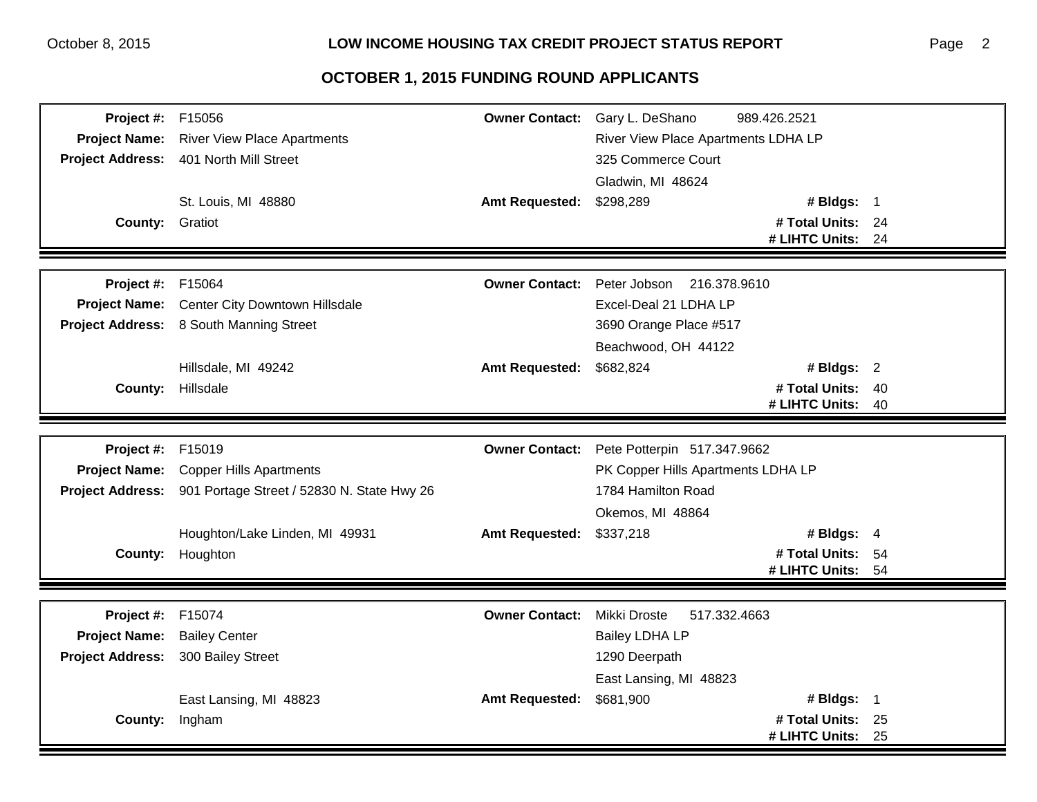## OCTOBER 1, 2015 FUNDING ROUND APPLICANTS

| | | | |
|---|---|---|---|
| **Project #:** | F15056 | **Owner Contact:** | Gary L. DeShano 989.426.2521 |
| **Project Name:** | River View Place Apartments | | River View Place Apartments LDHA LP |
| **Project Address:** | 401 North Mill Street | | 325 Commerce Court |
| | | | Gladwin, MI 48624 |
| | St. Louis, MI 48880 | **Amt Requested:** | $298,289 **# Bldgs:** 1 |
| **County:** | Gratiot | | **# Total Units:** 24 |
| | | | **# LIHTC Units:** 24 |

| | | | |
|---|---|---|---|
| **Project #:** | F15064 | **Owner Contact:** | Peter Jobson 216.378.9610 |
| **Project Name:** | Center City Downtown Hillsdale | | Excel-Deal 21 LDHA LP |
| **Project Address:** | 8 South Manning Street | | 3690 Orange Place #517 |
| | | | Beachwood, OH 44122 |
| | Hillsdale, MI 49242 | **Amt Requested:** | $682,824 **# Bldgs:** 2 |
| **County:** | Hillsdale | | **# Total Units:** 40 |
| | | | **# LIHTC Units:** 40 |

| | | | |
|---|---|---|---|
| **Project #:** | F15019 | **Owner Contact:** | Pete Potterpin 517.347.9662 |
| **Project Name:** | Copper Hills Apartments | | PK Copper Hills Apartments LDHA LP |
| **Project Address:** | 901 Portage Street / 52830 N. State Hwy 26 | | 1784 Hamilton Road |
| | | | Okemos, MI 48864 |
| | Houghton/Lake Linden, MI 49931 | **Amt Requested:** | $337,218 **# Bldgs:** 4 |
| **County:** | Houghton | | **# Total Units:** 54 |
| | | | **# LIHTC Units:** 54 |

| | | | |
|---|---|---|---|
| **Project #:** | F15074 | **Owner Contact:** | Mikki Droste 517.332.4663 |
| **Project Name:** | Bailey Center | | Bailey LDHA LP |
| **Project Address:** | 300 Bailey Street | | 1290 Deerpath |
| | | | East Lansing, MI 48823 |
| | East Lansing, MI 48823 | **Amt Requested:** | $681,900 **# Bldgs:** 1 |
| **County:** | Ingham | | **# Total Units:** 25 |
| | | | **# LIHTC Units:** 25 |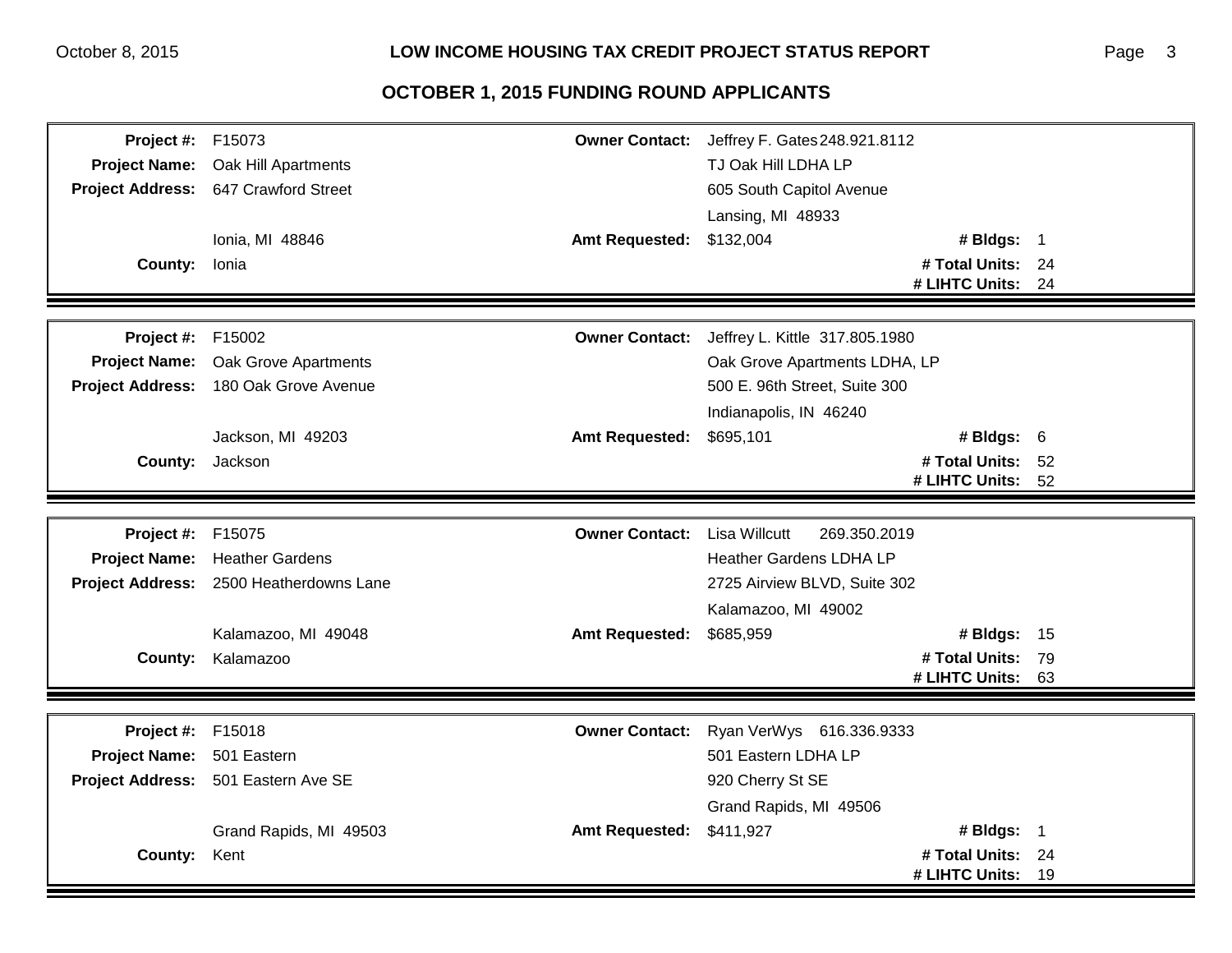## OCTOBER 1, 2015 FUNDING ROUND APPLICANTS

| | | | | | |
|---|---|---|---|---|---|
| **Project #:** | F15073 | **Owner Contact:** | Jeffrey F. Gates 248.921.8112 | | |
| **Project Name:** | Oak Hill Apartments | | TJ Oak Hill LDHA LP | | |
| **Project Address:** | 647 Crawford Street | | 605 South Capitol Avenue | | |
| | | | Lansing, MI 48933 | | |
| | Ionia, MI 48846 | **Amt Requested:** | $132,004 | **# Bldgs:** | 1 |
| **County:** | Ionia | | | **# Total Units:** | 24 |
| | | | | **# LIHTC Units:** | 24 |

| | | | | | |
|---|---|---|---|---|---|
| **Project #:** | F15002 | **Owner Contact:** | Jeffrey L. Kittle 317.805.1980 | | |
| **Project Name:** | Oak Grove Apartments | | Oak Grove Apartments LDHA, LP | | |
| **Project Address:** | 180 Oak Grove Avenue | | 500 E. 96th Street, Suite 300 | | |
| | | | Indianapolis, IN 46240 | | |
| | Jackson, MI 49203 | **Amt Requested:** | $695,101 | **# Bldgs:** | 6 |
| **County:** | Jackson | | | **# Total Units:** | 52 |
| | | | | **# LIHTC Units:** | 52 |

| | | | | | |
|---|---|---|---|---|---|
| **Project #:** | F15075 | **Owner Contact:** | Lisa Willcutt 269.350.2019 | | |
| **Project Name:** | Heather Gardens | | Heather Gardens LDHA LP | | |
| **Project Address:** | 2500 Heatherdowns Lane | | 2725 Airview BLVD, Suite 302 | | |
| | | | Kalamazoo, MI 49002 | | |
| | Kalamazoo, MI 49048 | **Amt Requested:** | $685,959 | **# Bldgs:** | 15 |
| **County:** | Kalamazoo | | | **# Total Units:** | 79 |
| | | | | **# LIHTC Units:** | 63 |

| | | | | | |
|---|---|---|---|---|---|
| **Project #:** | F15018 | **Owner Contact:** | Ryan VerWys 616.336.9333 | | |
| **Project Name:** | 501 Eastern | | 501 Eastern LDHA LP | | |
| **Project Address:** | 501 Eastern Ave SE | | 920 Cherry St SE | | |
| | | | Grand Rapids, MI 49506 | | |
| | Grand Rapids, MI 49503 | **Amt Requested:** | $411,927 | **# Bldgs:** | 1 |
| **County:** | Kent | | | **# Total Units:** | 24 |
| | | | | **# LIHTC Units:** | 19 |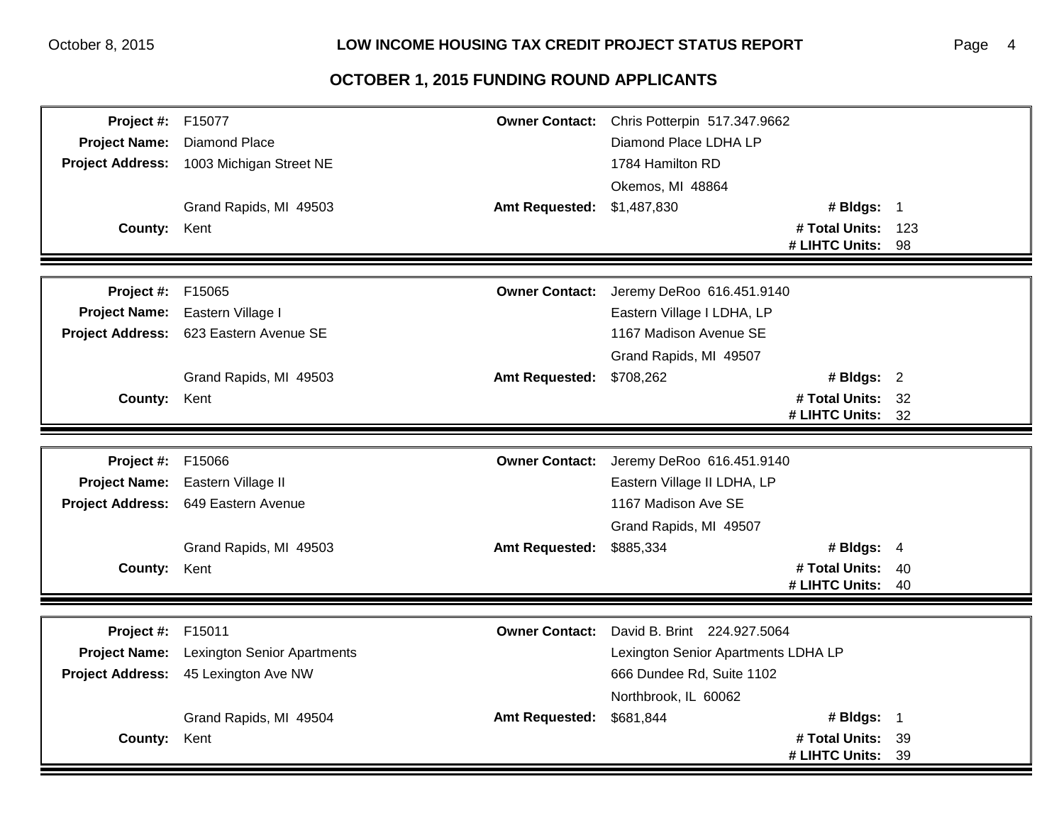## OCTOBER 1, 2015 FUNDING ROUND APPLICANTS

| | | | | | |
|---|---|---|---|---|---|
| **Project #:** | F15077 | **Owner Contact:** | Chris Potterpin 517.347.9662 | | |
| **Project Name:** | Diamond Place | | Diamond Place LDHA LP | | |
| **Project Address:** | 1003 Michigan Street NE | | 1784 Hamilton RD | | |
| | | | Okemos, MI 48864 | | |
| | Grand Rapids, MI 49503 | **Amt Requested:** | $1,487,830 | **# Bldgs:** | 1 |
| **County:** | Kent | | | **# Total Units:** | 123 |
| | | | | **# LIHTC Units:** | 98 |

| | | | | | |
|---|---|---|---|---|---|
| **Project #:** | F15065 | **Owner Contact:** | Jeremy DeRoo 616.451.9140 | | |
| **Project Name:** | Eastern Village I | | Eastern Village I LDHA, LP | | |
| **Project Address:** | 623 Eastern Avenue SE | | 1167 Madison Avenue SE | | |
| | | | Grand Rapids, MI 49507 | | |
| | Grand Rapids, MI 49503 | **Amt Requested:** | $708,262 | **# Bldgs:** | 2 |
| **County:** | Kent | | | **# Total Units:** | 32 |
| | | | | **# LIHTC Units:** | 32 |

| | | | | | |
|---|---|---|---|---|---|
| **Project #:** | F15066 | **Owner Contact:** | Jeremy DeRoo 616.451.9140 | | |
| **Project Name:** | Eastern Village II | | Eastern Village II LDHA, LP | | |
| **Project Address:** | 649 Eastern Avenue | | 1167 Madison Ave SE | | |
| | | | Grand Rapids, MI 49507 | | |
| | Grand Rapids, MI 49503 | **Amt Requested:** | $885,334 | **# Bldgs:** | 4 |
| **County:** | Kent | | | **# Total Units:** | 40 |
| | | | | **# LIHTC Units:** | 40 |

| | | | | | |
|---|---|---|---|---|---|
| **Project #:** | F15011 | **Owner Contact:** | David B. Brint 224.927.5064 | | |
| **Project Name:** | Lexington Senior Apartments | | Lexington Senior Apartments LDHA LP | | |
| **Project Address:** | 45 Lexington Ave NW | | 666 Dundee Rd, Suite 1102 | | |
| | | | Northbrook, IL 60062 | | |
| | Grand Rapids, MI 49504 | **Amt Requested:** | $681,844 | **# Bldgs:** | 1 |
| **County:** | Kent | | | **# Total Units:** | 39 |
| | | | | **# LIHTC Units:** | 39 |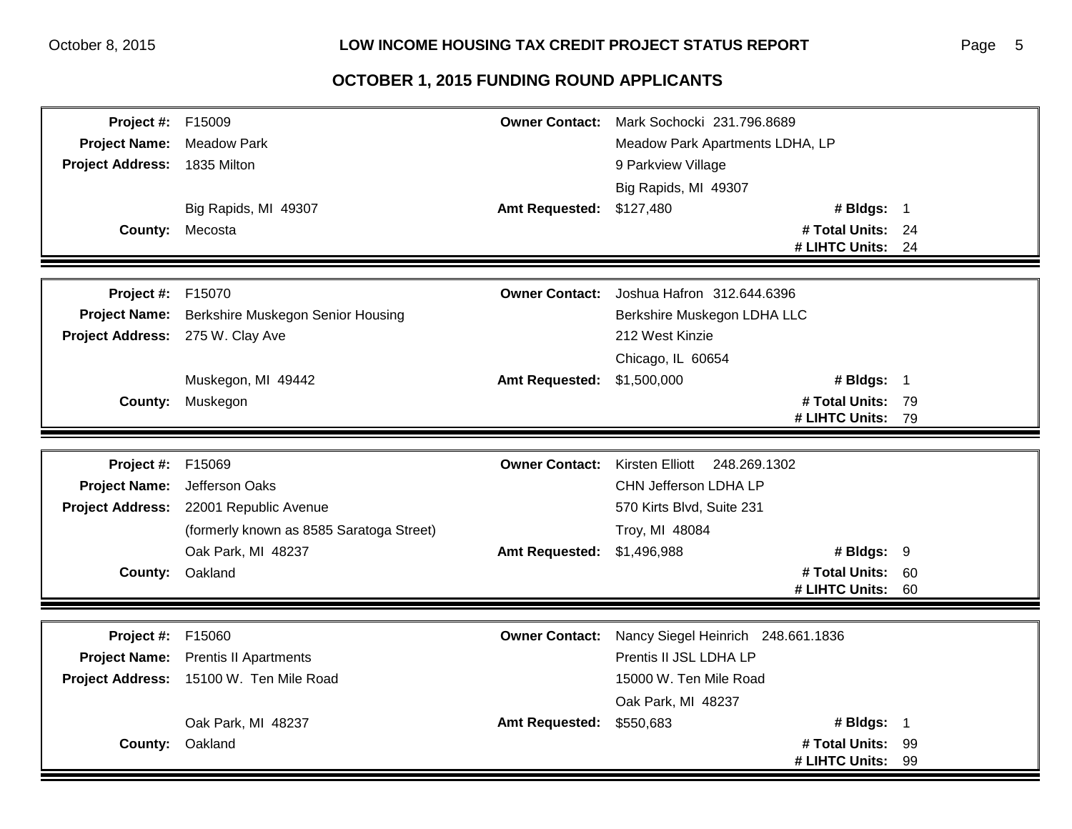## OCTOBER 1, 2015 FUNDING ROUND APPLICANTS

| | | | | | |
|---|---|---|---|---|---|
| **Project #:** | F15009 | **Owner Contact:** | Mark Sochocki 231.796.8689 | | |
| **Project Name:** | Meadow Park | | Meadow Park Apartments LDHA, LP | | |
| **Project Address:** | 1835 Milton | | 9 Parkview Village | | |
| | | | Big Rapids, MI 49307 | | |
| | Big Rapids, MI 49307 | **Amt Requested:** | $127,480 | **# Bldgs:** | 1 |
| **County:** | Mecosta | | | **# Total Units:** | 24 |
| | | | | **# LIHTC Units:** | 24 |

| | | | | | |
|---|---|---|---|---|---|
| **Project #:** | F15070 | **Owner Contact:** | Joshua Hafron 312.644.6396 | | |
| **Project Name:** | Berkshire Muskegon Senior Housing | | Berkshire Muskegon LDHA LLC | | |
| **Project Address:** | 275 W. Clay Ave | | 212 West Kinzie | | |
| | | | Chicago, IL 60654 | | |
| | Muskegon, MI 49442 | **Amt Requested:** | $1,500,000 | **# Bldgs:** | 1 |
| **County:** | Muskegon | | | **# Total Units:** | 79 |
| | | | | **# LIHTC Units:** | 79 |

| | | | | | |
|---|---|---|---|---|---|
| **Project #:** | F15069 | **Owner Contact:** | Kirsten Elliott 248.269.1302 | | |
| **Project Name:** | Jefferson Oaks | | CHN Jefferson LDHA LP | | |
| **Project Address:** | 22001 Republic Avenue | | 570 Kirts Blvd, Suite 231 | | |
| | (formerly known as 8585 Saratoga Street) | | Troy, MI 48084 | | |
| | Oak Park, MI 48237 | **Amt Requested:** | $1,496,988 | **# Bldgs:** | 9 |
| **County:** | Oakland | | | **# Total Units:** | 60 |
| | | | | **# LIHTC Units:** | 60 |

| | | | | | |
|---|---|---|---|---|---|
| **Project #:** | F15060 | **Owner Contact:** | Nancy Siegel Heinrich 248.661.1836 | | |
| **Project Name:** | Prentis II Apartments | | Prentis II JSL LDHA LP | | |
| **Project Address:** | 15100 W. Ten Mile Road | | 15000 W. Ten Mile Road | | |
| | | | Oak Park, MI 48237 | | |
| | Oak Park, MI 48237 | **Amt Requested:** | $550,683 | **# Bldgs:** | 1 |
| **County:** | Oakland | | | **# Total Units:** | 99 |
| | | | | **# LIHTC Units:** | 99 |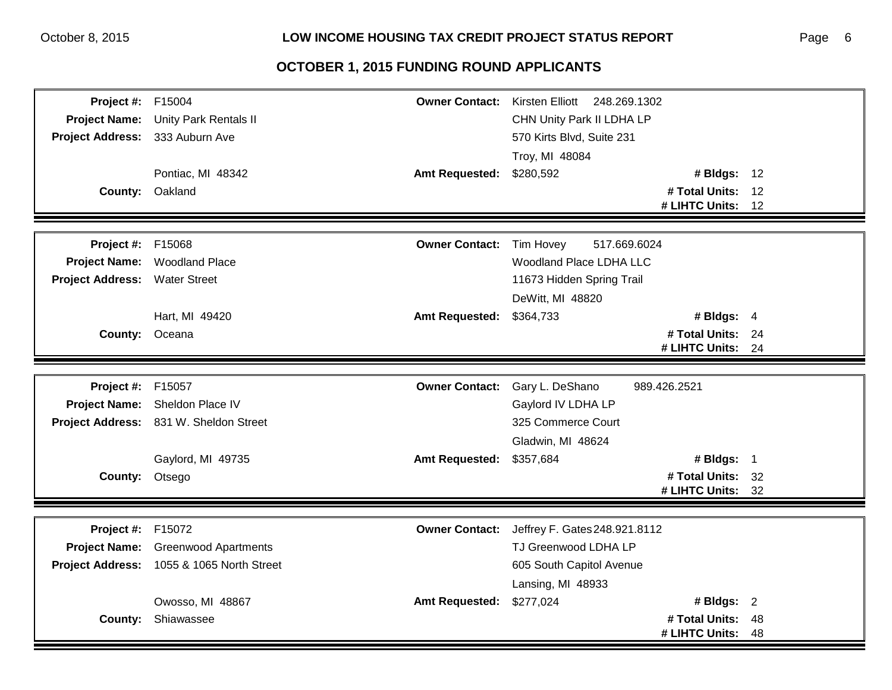## OCTOBER 1, 2015 FUNDING ROUND APPLICANTS

| | | | | | |
|---|---|---|---|---|---|
| **Project #:** | F15004 | **Owner Contact:** | Kirsten Elliott 248.269.1302 | | |
| **Project Name:** | Unity Park Rentals II | | CHN Unity Park II LDHA LP | | |
| **Project Address:** | 333 Auburn Ave | | 570 Kirts Blvd, Suite 231 | | |
| | | | Troy, MI 48084 | | |
| | Pontiac, MI 48342 | **Amt Requested:** | $280,592 | **# Bldgs:** | 12 |
| **County:** | Oakland | | | **# Total Units:** | 12 |
| | | | | **# LIHTC Units:** | 12 |

| | | | | | |
|---|---|---|---|---|---|
| **Project #:** | F15068 | **Owner Contact:** | Tim Hovey 517.669.6024 | | |
| **Project Name:** | Woodland Place | | Woodland Place LDHA LLC | | |
| **Project Address:** | Water Street | | 11673 Hidden Spring Trail | | |
| | | | DeWitt, MI 48820 | | |
| | Hart, MI 49420 | **Amt Requested:** | $364,733 | **# Bldgs:** | 4 |
| **County:** | Oceana | | | **# Total Units:** | 24 |
| | | | | **# LIHTC Units:** | 24 |

| | | | | | |
|---|---|---|---|---|---|
| **Project #:** | F15057 | **Owner Contact:** | Gary L. DeShano 989.426.2521 | | |
| **Project Name:** | Sheldon Place IV | | Gaylord IV LDHA LP | | |
| **Project Address:** | 831 W. Sheldon Street | | 325 Commerce Court | | |
| | | | Gladwin, MI 48624 | | |
| | Gaylord, MI 49735 | **Amt Requested:** | $357,684 | **# Bldgs:** | 1 |
| **County:** | Otsego | | | **# Total Units:** | 32 |
| | | | | **# LIHTC Units:** | 32 |

| | | | | | |
|---|---|---|---|---|---|
| **Project #:** | F15072 | **Owner Contact:** | Jeffrey F. Gates 248.921.8112 | | |
| **Project Name:** | Greenwood Apartments | | TJ Greenwood LDHA LP | | |
| **Project Address:** | 1055 & 1065 North Street | | 605 South Capitol Avenue | | |
| | | | Lansing, MI 48933 | | |
| | Owosso, MI 48867 | **Amt Requested:** | $277,024 | **# Bldgs:** | 2 |
| **County:** | Shiawassee | | | **# Total Units:** | 48 |
| | | | | **# LIHTC Units:** | 48 |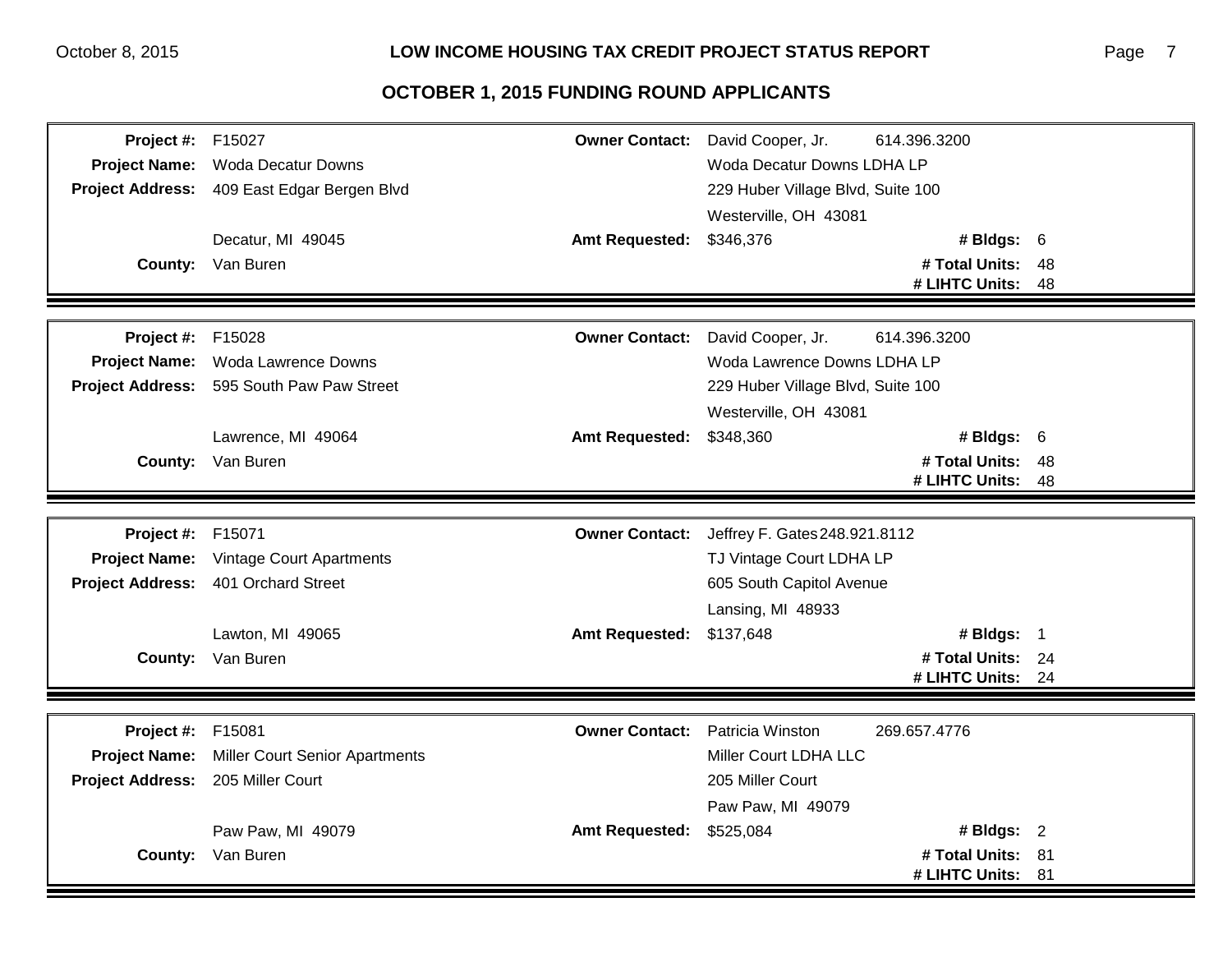## OCTOBER 1, 2015 FUNDING ROUND APPLICANTS

| | | | | | |
|---|---|---|---|---|---|
| **Project #:** | F15027 | **Owner Contact:** | David Cooper, Jr. 614.396.3200 | | |
| **Project Name:** | Woda Decatur Downs | | Woda Decatur Downs LDHA LP | | |
| **Project Address:** | 409 East Edgar Bergen Blvd | | 229 Huber Village Blvd, Suite 100 | | |
| | | | Westerville, OH 43081 | | |
| | Decatur, MI 49045 | **Amt Requested:** | $346,376 | **# Bldgs:** | 6 |
| **County:** | Van Buren | | | **# Total Units:** | 48 |
| | | | | **# LIHTC Units:** | 48 |

| | | | | | |
|---|---|---|---|---|---|
| **Project #:** | F15028 | **Owner Contact:** | David Cooper, Jr. 614.396.3200 | | |
| **Project Name:** | Woda Lawrence Downs | | Woda Lawrence Downs LDHA LP | | |
| **Project Address:** | 595 South Paw Paw Street | | 229 Huber Village Blvd, Suite 100 | | |
| | | | Westerville, OH 43081 | | |
| | Lawrence, MI 49064 | **Amt Requested:** | $348,360 | **# Bldgs:** | 6 |
| **County:** | Van Buren | | | **# Total Units:** | 48 |
| | | | | **# LIHTC Units:** | 48 |

| | | | | | |
|---|---|---|---|---|---|
| **Project #:** | F15071 | **Owner Contact:** | Jeffrey F. Gates 248.921.8112 | | |
| **Project Name:** | Vintage Court Apartments | | TJ Vintage Court LDHA LP | | |
| **Project Address:** | 401 Orchard Street | | 605 South Capitol Avenue | | |
| | | | Lansing, MI 48933 | | |
| | Lawton, MI 49065 | **Amt Requested:** | $137,648 | **# Bldgs:** | 1 |
| **County:** | Van Buren | | | **# Total Units:** | 24 |
| | | | | **# LIHTC Units:** | 24 |

| | | | | | |
|---|---|---|---|---|---|
| **Project #:** | F15081 | **Owner Contact:** | Patricia Winston 269.657.4776 | | |
| **Project Name:** | Miller Court Senior Apartments | | Miller Court LDHA LLC | | |
| **Project Address:** | 205 Miller Court | | 205 Miller Court | | |
| | | | Paw Paw, MI 49079 | | |
| | Paw Paw, MI 49079 | **Amt Requested:** | $525,084 | **# Bldgs:** | 2 |
| **County:** | Van Buren | | | **# Total Units:** | 81 |
| | | | | **# LIHTC Units:** | 81 |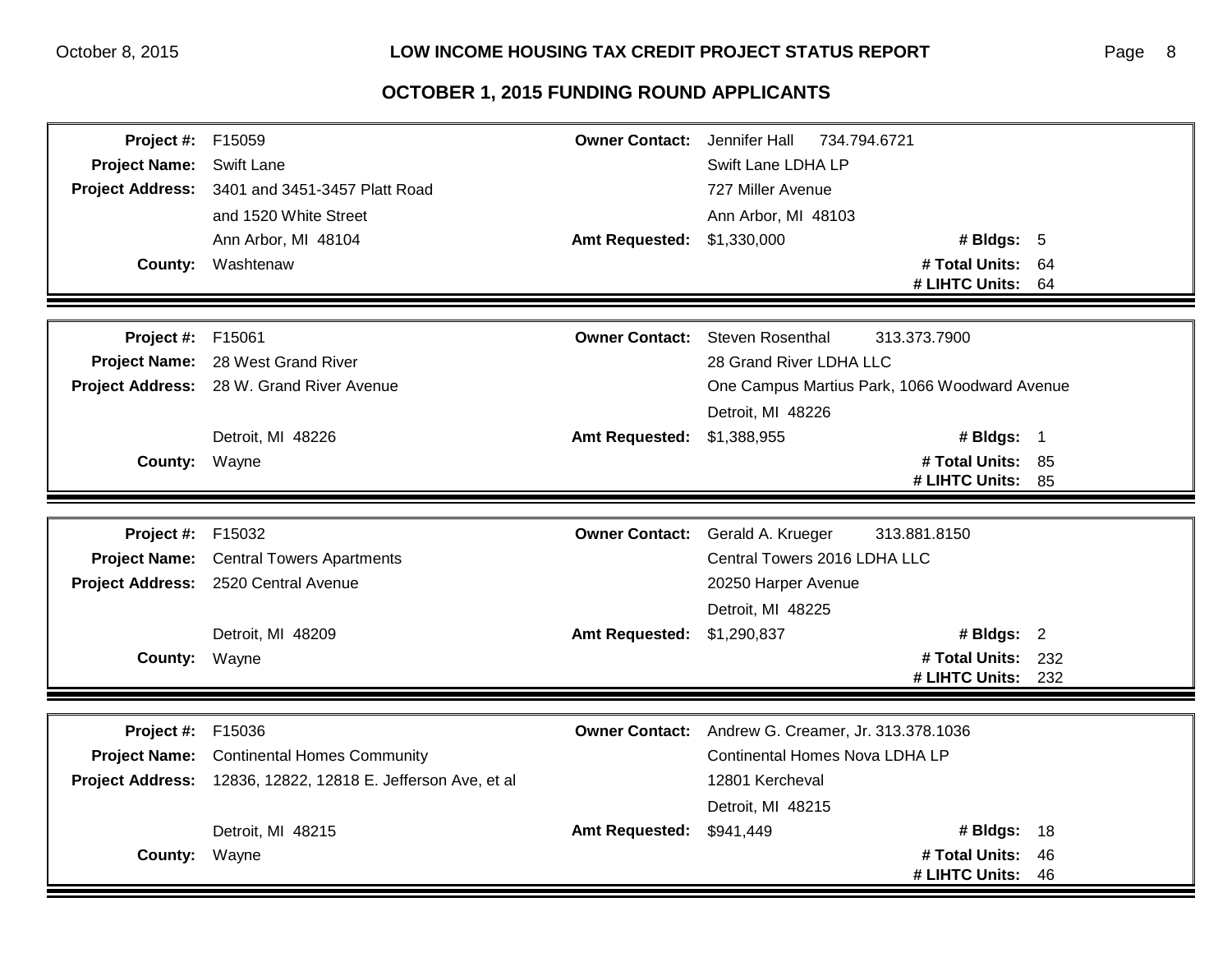# OCTOBER 1, 2015 FUNDING ROUND APPLICANTS

| | | | | | |
|---|---|---|---|---|---|
| **Project #:** | F15059 | **Owner Contact:** | Jennifer Hall 734.794.6721 | | |
| **Project Name:** | Swift Lane | | Swift Lane LDHA LP | | |
| **Project Address:** | 3401 and 3451-3457 Platt Road | | 727 Miller Avenue | | |
| | and 1520 White Street | | Ann Arbor, MI 48103 | | |
| | Ann Arbor, MI 48104 | **Amt Requested:** | $1,330,000 | **# Bldgs:** | 5 |
| **County:** | Washtenaw | | | **# Total Units:** | 64 |
| | | | | **# LIHTC Units:** | 64 |

| | | | | | |
|---|---|---|---|---|---|
| **Project #:** | F15061 | **Owner Contact:** | Steven Rosenthal 313.373.7900 | | |
| **Project Name:** | 28 West Grand River | | 28 Grand River LDHA LLC | | |
| **Project Address:** | 28 W. Grand River Avenue | | One Campus Martius Park, 1066 Woodward Avenue | | |
| | | | Detroit, MI 48226 | | |
| | Detroit, MI 48226 | **Amt Requested:** | $1,388,955 | **# Bldgs:** | 1 |
| **County:** | Wayne | | | **# Total Units:** | 85 |
| | | | | **# LIHTC Units:** | 85 |

| | | | | | |
|---|---|---|---|---|---|
| **Project #:** | F15032 | **Owner Contact:** | Gerald A. Krueger 313.881.8150 | | |
| **Project Name:** | Central Towers Apartments | | Central Towers 2016 LDHA LLC | | |
| **Project Address:** | 2520 Central Avenue | | 20250 Harper Avenue | | |
| | | | Detroit, MI 48225 | | |
| | Detroit, MI 48209 | **Amt Requested:** | $1,290,837 | **# Bldgs:** | 2 |
| **County:** | Wayne | | | **# Total Units:** | 232 |
| | | | | **# LIHTC Units:** | 232 |

| | | | | | |
|---|---|---|---|---|---|
| **Project #:** | F15036 | **Owner Contact:** | Andrew G. Creamer, Jr. 313.378.1036 | | |
| **Project Name:** | Continental Homes Community | | Continental Homes Nova LDHA LP | | |
| **Project Address:** | 12836, 12822, 12818 E. Jefferson Ave, et al | | 12801 Kercheval | | |
| | | | Detroit, MI 48215 | | |
| | Detroit, MI 48215 | **Amt Requested:** | $941,449 | **# Bldgs:** | 18 |
| **County:** | Wayne | | | **# Total Units:** | 46 |
| | | | | **# LIHTC Units:** | 46 |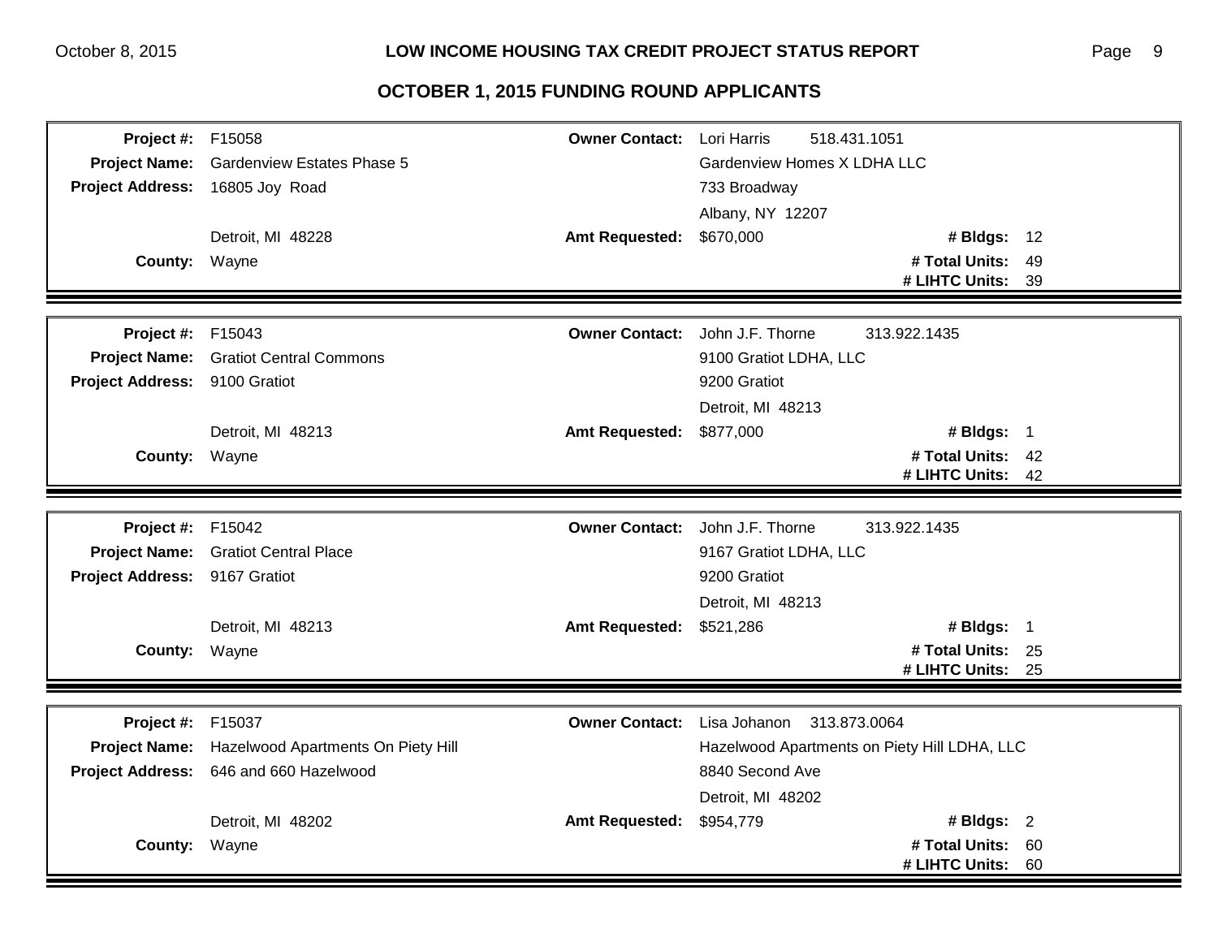## OCTOBER 1, 2015 FUNDING ROUND APPLICANTS

| | | | |
|---|---|---|---|
| **Project #:** | F15058 | **Owner Contact:** | Lori Harris 518.431.1051 |
| **Project Name:** | Gardenview Estates Phase 5 | | Gardenview Homes X LDHA LLC |
| **Project Address:** | 16805 Joy Road | | 733 Broadway |
| | | | Albany, NY 12207 |
| | Detroit, MI 48228 | **Amt Requested:** | $670,000 — **# Bldgs:** 12 |
| **County:** | Wayne | | **# Total Units:** 49 |
| | | | **# LIHTC Units:** 39 |

| | | | |
|---|---|---|---|
| **Project #:** | F15043 | **Owner Contact:** | John J.F. Thorne 313.922.1435 |
| **Project Name:** | Gratiot Central Commons | | 9100 Gratiot LDHA, LLC |
| **Project Address:** | 9100 Gratiot | | 9200 Gratiot |
| | | | Detroit, MI 48213 |
| | Detroit, MI 48213 | **Amt Requested:** | $877,000 — **# Bldgs:** 1 |
| **County:** | Wayne | | **# Total Units:** 42 |
| | | | **# LIHTC Units:** 42 |

| | | | |
|---|---|---|---|
| **Project #:** | F15042 | **Owner Contact:** | John J.F. Thorne 313.922.1435 |
| **Project Name:** | Gratiot Central Place | | 9167 Gratiot LDHA, LLC |
| **Project Address:** | 9167 Gratiot | | 9200 Gratiot |
| | | | Detroit, MI 48213 |
| | Detroit, MI 48213 | **Amt Requested:** | $521,286 — **# Bldgs:** 1 |
| **County:** | Wayne | | **# Total Units:** 25 |
| | | | **# LIHTC Units:** 25 |

| | | | |
|---|---|---|---|
| **Project #:** | F15037 | **Owner Contact:** | Lisa Johanon 313.873.0064 |
| **Project Name:** | Hazelwood Apartments On Piety Hill | | Hazelwood Apartments on Piety Hill LDHA, LLC |
| **Project Address:** | 646 and 660 Hazelwood | | 8840 Second Ave |
| | | | Detroit, MI 48202 |
| | Detroit, MI 48202 | **Amt Requested:** | $954,779 — **# Bldgs:** 2 |
| **County:** | Wayne | | **# Total Units:** 60 |
| | | | **# LIHTC Units:** 60 |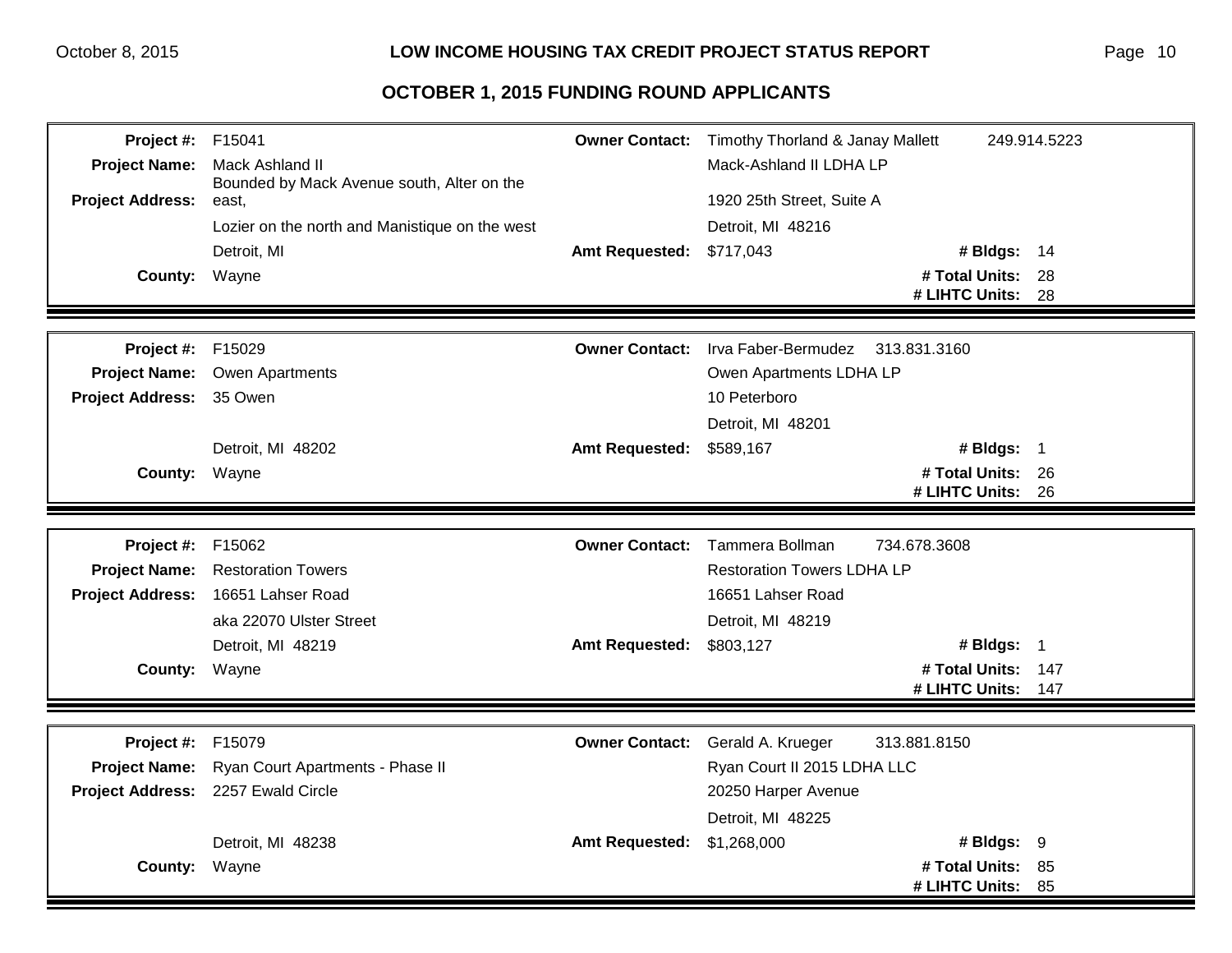## OCTOBER 1, 2015 FUNDING ROUND APPLICANTS

| | | | | | |
|---|---|---|---|---|---|
| **Project #:** | F15041 | **Owner Contact:** | Timothy Thorland & Janay Mallett | 249.914.5223 | |
| **Project Name:** | Mack Ashland II | | Mack-Ashland II LDHA LP | | |
| **Project Address:** | Bounded by Mack Avenue south, Alter on the east, | | 1920 25th Street, Suite A | | |
| | Lozier on the north and Manistique on the west | | Detroit, MI 48216 | | |
| | Detroit, MI | **Amt Requested:** | $717,043 | **# Bldgs:** | 14 |
| **County:** | Wayne | | | **# Total Units:** | 28 |
| | | | | **# LIHTC Units:** | 28 |

| | | | | | |
|---|---|---|---|---|---|
| **Project #:** | F15029 | **Owner Contact:** | Irva Faber-Bermudez | 313.831.3160 | |
| **Project Name:** | Owen Apartments | | Owen Apartments LDHA LP | | |
| **Project Address:** | 35 Owen | | 10 Peterboro | | |
| | | | Detroit, MI 48201 | | |
| | Detroit, MI 48202 | **Amt Requested:** | $589,167 | **# Bldgs:** | 1 |
| **County:** | Wayne | | | **# Total Units:** | 26 |
| | | | | **# LIHTC Units:** | 26 |

| | | | | | |
|---|---|---|---|---|---|
| **Project #:** | F15062 | **Owner Contact:** | Tammera Bollman | 734.678.3608 | |
| **Project Name:** | Restoration Towers | | Restoration Towers LDHA LP | | |
| **Project Address:** | 16651 Lahser Road | | 16651 Lahser Road | | |
| | aka 22070 Ulster Street | | Detroit, MI 48219 | | |
| | Detroit, MI 48219 | **Amt Requested:** | $803,127 | **# Bldgs:** | 1 |
| **County:** | Wayne | | | **# Total Units:** | 147 |
| | | | | **# LIHTC Units:** | 147 |

| | | | | | |
|---|---|---|---|---|---|
| **Project #:** | F15079 | **Owner Contact:** | Gerald A. Krueger | 313.881.8150 | |
| **Project Name:** | Ryan Court Apartments - Phase II | | Ryan Court II 2015 LDHA LLC | | |
| **Project Address:** | 2257 Ewald Circle | | 20250 Harper Avenue | | |
| | | | Detroit, MI 48225 | | |
| | Detroit, MI 48238 | **Amt Requested:** | $1,268,000 | **# Bldgs:** | 9 |
| **County:** | Wayne | | | **# Total Units:** | 85 |
| | | | | **# LIHTC Units:** | 85 |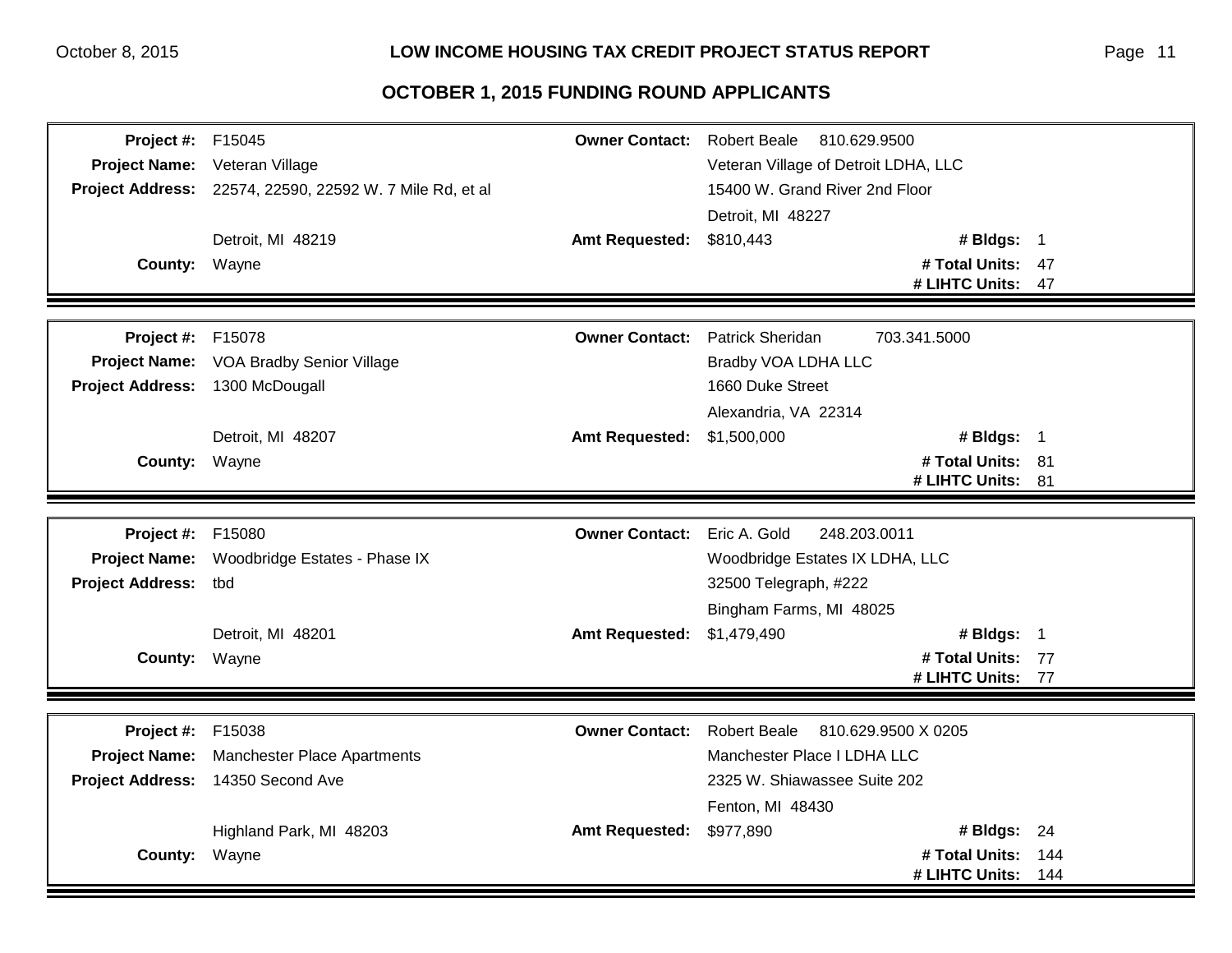## OCTOBER 1, 2015 FUNDING ROUND APPLICANTS

| | | | |
|---|---|---|---|
| **Project #:** | F15045 | **Owner Contact:** | Robert Beale 810.629.9500 |
| **Project Name:** | Veteran Village | | Veteran Village of Detroit LDHA, LLC |
| **Project Address:** | 22574, 22590, 22592 W. 7 Mile Rd, et al | | 15400 W. Grand River 2nd Floor |
| | | | Detroit, MI 48227 |
| | Detroit, MI 48219 | **Amt Requested:** | $810,443 — **# Bldgs:** 1 |
| **County:** | Wayne | | **# Total Units:** 47 |
| | | | **# LIHTC Units:** 47 |

| | | | |
|---|---|---|---|
| **Project #:** | F15078 | **Owner Contact:** | Patrick Sheridan 703.341.5000 |
| **Project Name:** | VOA Bradby Senior Village | | Bradby VOA LDHA LLC |
| **Project Address:** | 1300 McDougall | | 1660 Duke Street |
| | | | Alexandria, VA 22314 |
| | Detroit, MI 48207 | **Amt Requested:** | $1,500,000 — **# Bldgs:** 1 |
| **County:** | Wayne | | **# Total Units:** 81 |
| | | | **# LIHTC Units:** 81 |

| | | | |
|---|---|---|---|
| **Project #:** | F15080 | **Owner Contact:** | Eric A. Gold 248.203.0011 |
| **Project Name:** | Woodbridge Estates - Phase IX | | Woodbridge Estates IX LDHA, LLC |
| **Project Address:** | tbd | | 32500 Telegraph, #222 |
| | | | Bingham Farms, MI 48025 |
| | Detroit, MI 48201 | **Amt Requested:** | $1,479,490 — **# Bldgs:** 1 |
| **County:** | Wayne | | **# Total Units:** 77 |
| | | | **# LIHTC Units:** 77 |

| | | | |
|---|---|---|---|
| **Project #:** | F15038 | **Owner Contact:** | Robert Beale 810.629.9500 X 0205 |
| **Project Name:** | Manchester Place Apartments | | Manchester Place I LDHA LLC |
| **Project Address:** | 14350 Second Ave | | 2325 W. Shiawassee Suite 202 |
| | | | Fenton, MI 48430 |
| | Highland Park, MI 48203 | **Amt Requested:** | $977,890 — **# Bldgs:** 24 |
| **County:** | Wayne | | **# Total Units:** 144 |
| | | | **# LIHTC Units:** 144 |